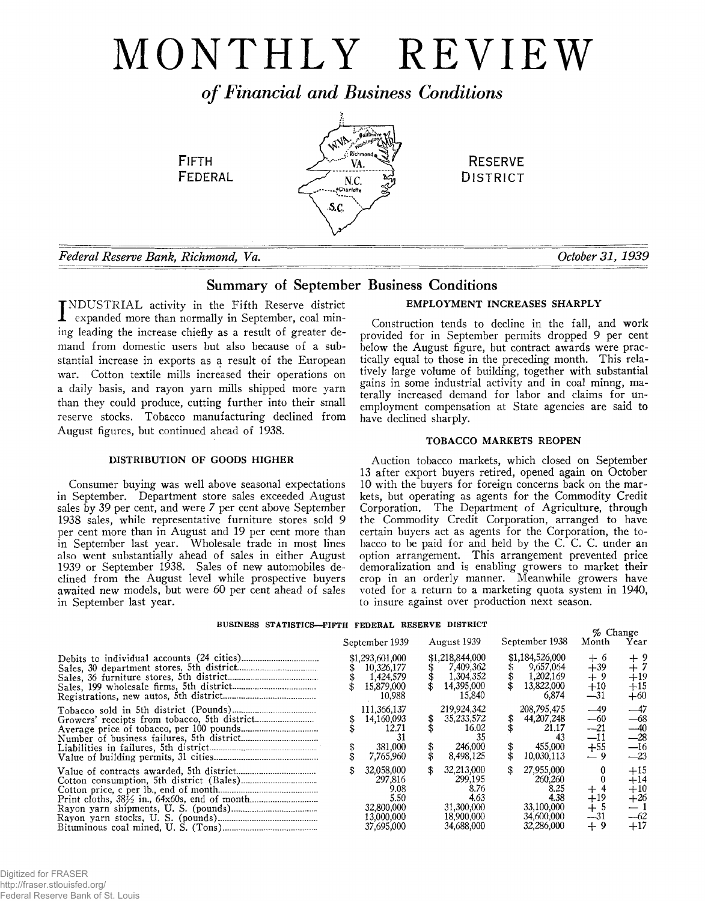# MONTHLY REVIEW

## *of Financial and Business Conditions*

FIFTH FEDERAL RESERVE DISTRICT

*Federal Reserve Bank, Richmond, Va.* *October 31, 1939*

## Summary of September Business Conditions

INDUSTRIAL activity in the Fifth Reserve district expanded more than normally in September, coal mining leading the increase chiefly as a result of greater demand from domestic users but also because of a substantial increase in exports as a result of the European war. Cotton textile mills increased their operations on a daily basis, and rayon yarn mills shipped more yarn than they could produce, cutting further into their small reserve stocks. Tobacco manufacturing declined from August figures, but continued ahead of 1938.

### DISTRIBUTION OF GOODS HIGHER

Consumer buying was well above seasonal expectations in September. Department store sales exceeded August sales by 39 per cent, and were 7 per cent above September 1938 sales, while representative furniture stores sold 9 per cent more than in August and 19 per cent more than in September last year. Wholesale trade in most lines also went substantially ahead of sales in either August 1939 or September 1938. Sales of new automobiles declined from the August level while prospective buyers awaited new models, but were 60 per cent ahead of sales in September last year.

### EMPLOYMENT INCREASES SHARPLY

Construction tends to decline in the fall, and work provided for in September permits dropped 9 per cent below the August figure, but contract awards were practically equal to those in the preceding month. This relatively large volume of building, together with substantial gains in some industrial activity and in coal minng, materally increased demand for labor and claims for unemployment compensation at State agencies are said to have declined sharply.

### TOBACCO MARKETS REOPEN

Auction tobacco markets, which closed on September 13 after export buyers retired, opened again on October 10 with the buyers for foreign concerns back on the markets, but operating as agents for the Commodity Credit Corporation. The Department of Agriculture, through the Commodity Credit Corporation, arranged to have certain buyers act as agents for the Corporation, the tobacco to be paid for and held by the C. C. C. under an option arrangement. This arrangement prevented price demoralization and is enabling growers to market their crop in an orderly manner. Meanwhile growers have voted for a return to a marketing quota system in 1940, to insure against over production next season.

#### BUSINESS STATISTICS—FIFTH FEDERAL RESERVE DISTRICT

| | September 1939 | August 1939 | September 1938 | % Change Month | % Change Year |
|---|---|---|---|---|---|
| Debits to individual accounts (24 cities) | $1,293,601,000 | $1,218,844,000 | $1,184,526,000 | + 6 | + 9 |
| Sales, 30 department stores, 5th district | $ 10,326,177 | $ 7,409,362 | $ 9,657,064 | +39 | + 7 |
| Sales, 36 furniture stores, 5th district | $ 1,424,579 | $ 1,304,352 | $ 1,202,169 | + 9 | +19 |
| Sales, 199 wholesale firms, 5th district | $ 15,879,000 | $ 14,395,000 | $ 13,822,000 | +10 | +15 |
| Registrations, new autos, 5th district | 10,988 | 15,840 | 6,874 | —31 | +60 |
| Tobacco sold in 5th district (Pounds) | 111,366,137 | 219,924,342 | 208,795,475 | —49 | —47 |
| Growers' receipts from tobacco, 5th district | $ 14,160,093 | $ 35,233,572 | $ 44,207,248 | —60 | —68 |
| Average price of tobacco, per 100 pounds | $ 12.71 | $ 16.02 | $ 21.17 | —21 | —40 |
| Number of business failures, 5th district | 31 | 35 | 43 | —11 | —28 |
| Liabilities in failures, 5th district | $ 381,000 | $ 246,000 | $ 455,000 | +55 | —16 |
| Value of building permits, 31 cities | $ 7,765,960 | $ 8,498,125 | $ 10,030,113 | — 9 | —23 |
| Value of contracts awarded, 5th district | $ 32,058,000 | $ 32,213,000 | $ 27,955,000 | 0 | +15 |
| Cotton consumption, 5th district (Bales) | 297,816 | 299,195 | 260,260 | 0 | +14 |
| Cotton price, c per lb., end of month | 9.08 | 8.76 | 8.25 | + 4 | +10 |
| Print cloths, 38½ in., 64x60s, end of month | 5.50 | 4.63 | 4.38 | +19 | +26 |
| Rayon yarn shipments, U. S. (pounds) | 32,800,000 | 31,300,000 | 33,100,000 | + 5 | — 1 |
| Rayon yarn stocks, U. S. (pounds) | 13,000,000 | 18,900,000 | 34,600,000 | —31 | —62 |
| Bituminous coal mined, U. S. (Tons) | 37,695,000 | 34,688,000 | 32,286,000 | + 9 | +17 |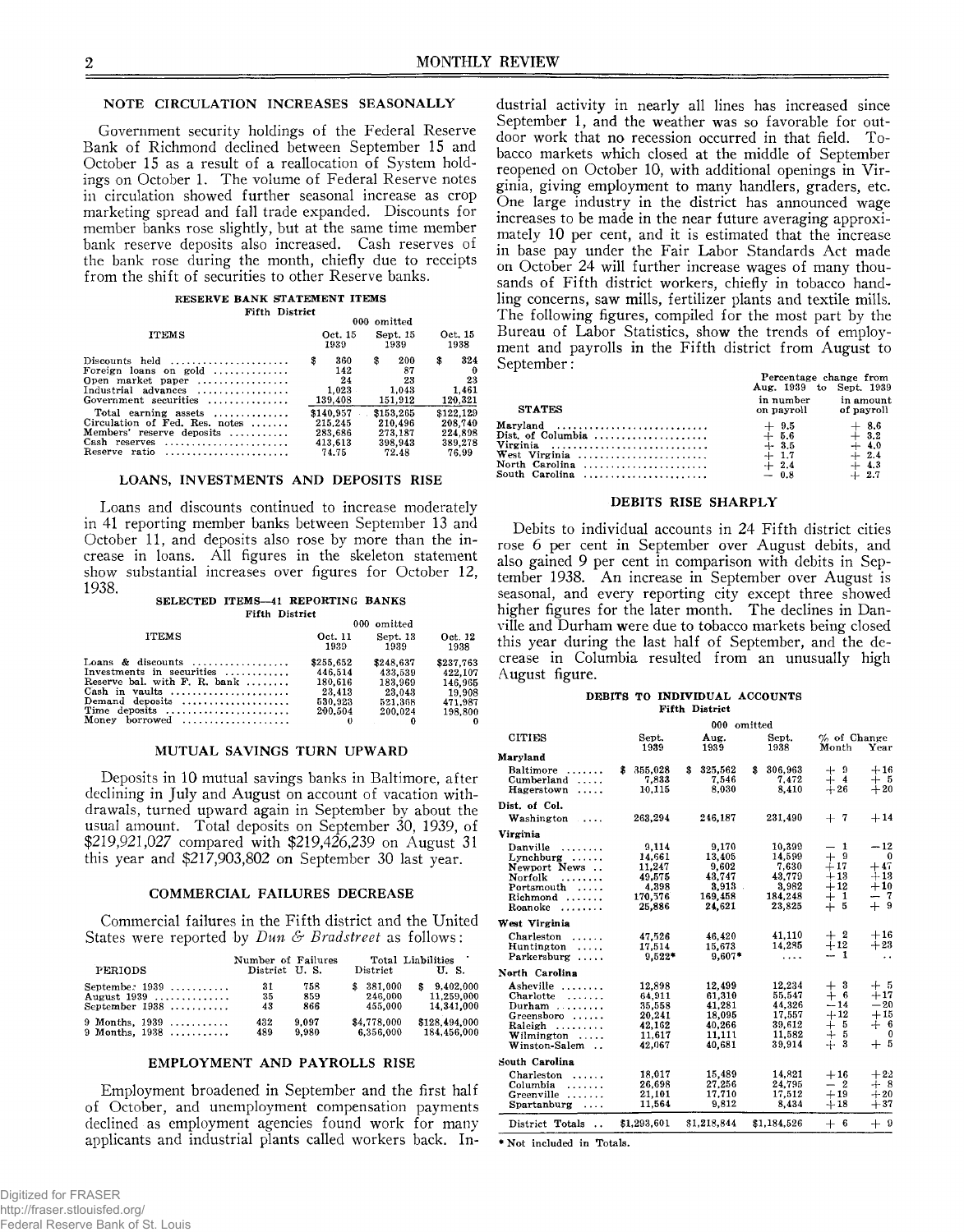## NOTE CIRCULATION INCREASES SEASONALLY

Government security holdings of the Federal Reserve Bank of Richmond declined between September 15 and October 15 as a result of a reallocation of System holdings on October 1. The volume of Federal Reserve notes in circulation showed further seasonal increase as crop marketing spread and fall trade expanded. Discounts for member banks rose slightly, but at the same time member bank reserve deposits also increased. Cash reserves of the bank rose during the month, chiefly due to receipts from the shift of securities to other Reserve banks.

**RESERVE BANK STATEMENT ITEMS**
**Fifth District**

| ITEMS | 000 omitted | | |
|---|---|---|---|
| | Oct. 15 1939 | Sept. 15 1939 | Oct. 15 1938 |
| Discounts held | $ 360 | $ 200 | $ 324 |
| Foreign loans on gold | 142 | 87 | 0 |
| Open market paper | 24 | 23 | 23 |
| Industrial advances | 1,023 | 1,043 | 1,461 |
| Government securities | 139,408 | 151,912 | 120,321 |
| Total earning assets | $140,957 | $153,265 | $122,129 |
| Circulation of Fed. Res. notes | 215,245 | 210,496 | 208,740 |
| Members' reserve deposits | 283,686 | 273,187 | 224,898 |
| Cash reserves | 413,613 | 398,943 | 389,278 |
| Reserve ratio | 74.75 | 72.48 | 76.99 |

## LOANS, INVESTMENTS AND DEPOSITS RISE

Loans and discounts continued to increase moderately in 41 reporting member banks between September 13 and October 11, and deposits also rose by more than the increase in loans. All figures in the skeleton statement show substantial increases over figures for October 12, 1938.

**SELECTED ITEMS—41 REPORTING BANKS**
**Fifth District**

| ITEMS | 000 omitted | | |
|---|---|---|---|
| | Oct. 11 1939 | Sept. 13 1939 | Oct. 12 1938 |
| Loans & discounts | $255,652 | $248,637 | $237,763 |
| Investments in securities | 446,514 | 433,539 | 422,107 |
| Reserve bal. with F. R. bank | 180,616 | 183,969 | 146,965 |
| Cash in vaults | 23,413 | 23,043 | 19,908 |
| Demand deposits | 530,923 | 521,368 | 471,987 |
| Time deposits | 200,504 | 200,024 | 198,800 |
| Money borrowed | 0 | 0 | 0 |

## MUTUAL SAVINGS TURN UPWARD

Deposits in 10 mutual savings banks in Baltimore, after declining in July and August on account of vacation withdrawals, turned upward again in September by about the usual amount. Total deposits on September 30, 1939, of $219,921,027 compared with $219,426,239 on August 31 this year and $217,903,802 on September 30 last year.

## COMMERCIAL FAILURES DECREASE

Commercial failures in the Fifth district and the United States were reported by *Dun & Bradstreet* as follows:

| PERIODS | Number of Failures | | Total Liabilities | |
|---|---|---|---|---|
| | District | U. S. | District | U. S. |
| September 1939 | 31 | 758 | $ 381,000 | $ 9,402,000 |
| August 1939 | 35 | 859 | 246,000 | 11,259,000 |
| September 1938 | 43 | 866 | 455,000 | 14,341,000 |
| 9 Months, 1939 | 432 | 9,097 | $4,778,000 | $128,494,000 |
| 9 Months, 1938 | 489 | 9,980 | 6,356,000 | 184,456,000 |

## EMPLOYMENT AND PAYROLLS RISE

Employment broadened in September and the first half of October, and unemployment compensation payments declined as employment agencies found work for many applicants and industrial plants called workers back. Industrial activity in nearly all lines has increased since September 1, and the weather was so favorable for outdoor work that no recession occurred in that field. Tobacco markets which closed at the middle of September reopened on October 10, with additional openings in Virginia, giving employment to many handlers, graders, etc. One large industry in the district has announced wage increases to be made in the near future averaging approximately 10 per cent, and it is estimated that the increase in base pay under the Fair Labor Standards Act made on October 24 will further increase wages of many thousands of Fifth district workers, chiefly in tobacco handling concerns, saw mills, fertilizer plants and textile mills. The following figures, compiled for the most part by the Bureau of Labor Statistics, show the trends of employment and payrolls in the Fifth district from August to September:

| STATES | Percentage change from Aug. 1939 to Sept. 1939 | |
|---|---|---|
| | in number on payroll | in amount of payroll |
| Maryland | + 9.5 | + 8.6 |
| Dist. of Columbia | + 5.6 | + 3.2 |
| Virginia | + 3.5 | + 4.0 |
| West Virginia | + 1.7 | + 2.4 |
| North Carolina | + 2.4 | + 4.3 |
| South Carolina | − 0.8 | + 2.7 |

## DEBITS RISE SHARPLY

Debits to individual accounts in 24 Fifth district cities rose 6 per cent in September over August debits, and also gained 9 per cent in comparison with debits in September 1938. An increase in September over August is seasonal, and every reporting city except three showed higher figures for the later month. The declines in Danville and Durham were due to tobacco markets being closed this year during the last half of September, and the decrease in Columbia resulted from an unusually high August figure.

**DEBITS TO INDIVIDUAL ACCOUNTS**
**Fifth District**

| CITIES | 000 omitted | | | % of Change | |
|---|---|---|---|---|---|
| | Sept. 1939 | Aug. 1939 | Sept. 1938 | Month | Year |
| **Maryland** | | | | | |
| Baltimore | $ 355,028 | $ 325,562 | $ 306,963 | + 9 | +16 |
| Cumberland | 7,833 | 7,546 | 7,472 | + 4 | + 5 |
| Hagerstown | 10,115 | 8,030 | 8,410 | +26 | +20 |
| **Dist. of Col.** | | | | | |
| Washington | 263,294 | 246,187 | 231,490 | + 7 | +14 |
| **Virginia** | | | | | |
| Danville | 9,114 | 9,170 | 10,399 | − 1 | −12 |
| Lynchburg | 14,661 | 13,405 | 14,599 | + 9 | 0 |
| Newport News | 11,247 | 9,602 | 7,630 | +17 | +47 |
| Norfolk | 49,575 | 43,747 | 43,779 | +13 | +13 |
| Portsmouth | 4,398 | 3,913 | 3,982 | +12 | +10 |
| Richmond | 170,376 | 169,458 | 184,248 | + 1 | − 7 |
| Roanoke | 25,886 | 24,621 | 23,825 | + 5 | + 9 |
| **West Virginia** | | | | | |
| Charleston | 47,526 | 46,420 | 41,110 | + 2 | +16 |
| Huntington | 17,514 | 15,673 | 14,285 | +12 | +23 |
| Parkersburg | 9,522* | 9,607* | .... | − 1 | .. |
| **North Carolina** | | | | | |
| Asheville | 12,898 | 12,499 | 12,234 | + 3 | + 5 |
| Charlotte | 64,911 | 61,310 | 55,547 | + 6 | +17 |
| Durham | 35,558 | 41,281 | 44,326 | −14 | −20 |
| Greensboro | 20,241 | 18,095 | 17,557 | +12 | +15 |
| Raleigh | 42,162 | 40,266 | 39,612 | + 5 | + 6 |
| Wilmington | 11,617 | 11,111 | 11,582 | + 5 | 0 |
| Winston-Salem | 42,067 | 40,681 | 39,914 | + 3 | + 5 |
| **South Carolina** | | | | | |
| Charleston | 18,017 | 15,489 | 14,821 | +16 | +22 |
| Columbia | 26,698 | 27,256 | 24,795 | − 2 | + 8 |
| Greenville | 21,101 | 17,710 | 17,512 | +19 | +20 |
| Spartanburg | 11,564 | 9,812 | 8,434 | +18 | +37 |
| District Totals | $1,293,601 | $1,218,844 | $1,184,526 | + 6 | + 9 |

\* Not included in Totals.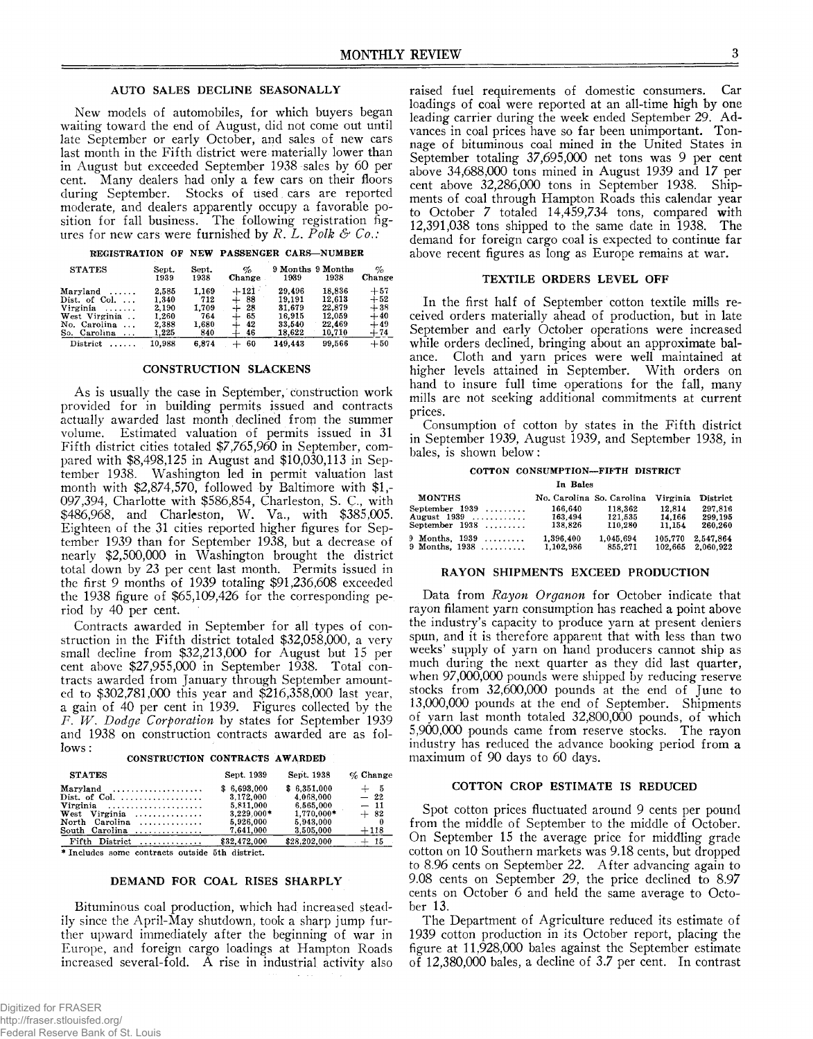## AUTO SALES DECLINE SEASONALLY

New models of automobiles, for which buyers began waiting toward the end of August, did not come out until late September or early October, and sales of new cars last month in the Fifth district were materially lower than in August but exceeded September 1938 sales by 60 per cent. Many dealers had only a few cars on their floors during September. Stocks of used cars are reported moderate, and dealers apparently occupy a favorable position for fall business. The following registration figures for new cars were furnished by *R. L. Polk & Co.*:

REGISTRATION OF NEW PASSENGER CARS—NUMBER

| STATES | Sept. 1939 | Sept. 1938 | % Change | 9 Months 1939 | 9 Months 1938 | % Change |
|---|---|---|---|---|---|---|
| Maryland | 2,585 | 1,169 | +121 | 29,496 | 18,836 | +57 |
| Dist. of Col. | 1,340 | 712 | + 88 | 19,191 | 12,613 | +52 |
| Virginia | 2,190 | 1,709 | + 28 | 31,679 | 22,879 | +38 |
| West Virginia | 1,260 | 764 | + 65 | 16,915 | 12,059 | +40 |
| No. Carolina | 2,388 | 1,680 | + 42 | 33,540 | 22,469 | +49 |
| So. Carolina | 1,225 | 840 | + 46 | 18,622 | 10,710 | +74 |
| District | 10,988 | 6,874 | + 60 | 149,443 | 99,566 | +50 |

## CONSTRUCTION SLACKENS

As is usually the case in September, construction work provided for in building permits issued and contracts actually awarded last month declined from the summer volume. Estimated valuation of permits issued in 31 Fifth district cities totaled $7,765,960 in September, compared with $8,498,125 in August and $10,030,113 in September 1938. Washington led in permit valuation last month with $2,874,570, followed by Baltimore with $1,097,394, Charlotte with $586,854, Charleston, S. C., with $486,968, and Charleston, W. Va., with $385,005. Eighteen of the 31 cities reported higher figures for September 1939 than for September 1938, but a decrease of nearly $2,500,000 in Washington brought the district total down by 23 per cent last month. Permits issued in the first 9 months of 1939 totaling $91,236,608 exceeded the 1938 figure of $65,109,426 for the corresponding period by 40 per cent.

Contracts awarded in September for all types of construction in the Fifth district totaled $32,058,000, a very small decline from $32,213,000 for August but 15 per cent above $27,955,000 in September 1938. Total contracts awarded from January through September amounted to $302,781,000 this year and $216,358,000 last year, a gain of 40 per cent in 1939. Figures collected by the *F. W. Dodge Corporation* by states for September 1939 and 1938 on construction contracts awarded are as follows:

CONSTRUCTION CONTRACTS AWARDED

| STATES | Sept. 1939 | Sept. 1938 | % Change |
|---|---|---|---|
| Maryland | $ 6,693,000 | $ 6,351,000 | + 5 |
| Dist. of Col. | 3,172,000 | 4,068,000 | − 22 |
| Virginia | 5,811,000 | 6,565,000 | − 11 |
| West Virginia | 3,229,000* | 1,770,000* | + 82 |
| North Carolina | 5,926,000 | 5,943,000 | 0 |
| South Carolina | 7,641,000 | 3,505,000 | +118 |
| Fifth District | $32,472,000 | $28,202,000 | + 15 |

\* Includes some contracts outside 5th district.

## DEMAND FOR COAL RISES SHARPLY

Bituminous coal production, which had increased steadily since the April-May shutdown, took a sharp jump further upward immediately after the beginning of war in Europe, and foreign cargo loadings at Hampton Roads increased several-fold. A rise in industrial activity also raised fuel requirements of domestic consumers. Car loadings of coal were reported at an all-time high by one leading carrier during the week ended September 29. Advances in coal prices have so far been unimportant. Tonnage of bituminous coal mined in the United States in September totaling 37,695,000 net tons was 9 per cent above 34,688,000 tons mined in August 1939 and 17 per cent above 32,286,000 tons in September 1938. Shipments of coal through Hampton Roads this calendar year to October 7 totaled 14,459,734 tons, compared with 12,391,038 tons shipped to the same date in 1938. The demand for foreign cargo coal is expected to continue far above recent figures as long as Europe remains at war.

## TEXTILE ORDERS LEVEL OFF

In the first half of September cotton textile mills received orders materially ahead of production, but in late September and early October operations were increased while orders declined, bringing about an approximate balance. Cloth and yarn prices were well maintained at higher levels attained in September. With orders on hand to insure full time operations for the fall, many mills are not seeking additional commitments at current prices.

Consumption of cotton by states in the Fifth district in September 1939, August 1939, and September 1938, in bales, is shown below:

COTTON CONSUMPTION—FIFTH DISTRICT

In Bales

| MONTHS | No. Carolina | So. Carolina | Virginia | District |
|---|---|---|---|---|
| September 1939 | 166,640 | 118,362 | 12,814 | 297,816 |
| August 1939 | 163,494 | 121,535 | 14,166 | 299,195 |
| September 1938 | 138,826 | 110,280 | 11,154 | 260,260 |
| 9 Months, 1939 | 1,396,400 | 1,045,694 | 105,770 | 2,547,864 |
| 9 Months, 1938 | 1,102,986 | 855,271 | 102,665 | 2,060,922 |

## RAYON SHIPMENTS EXCEED PRODUCTION

Data from *Rayon Organon* for October indicate that rayon filament yarn consumption has reached a point above the industry's capacity to produce yarn at present deniers spun, and it is therefore apparent that with less than two weeks' supply of yarn on hand producers cannot ship as much during the next quarter as they did last quarter, when 97,000,000 pounds were shipped by reducing reserve stocks from 32,600,000 pounds at the end of June to 13,000,000 pounds at the end of September. Shipments of yarn last month totaled 32,800,000 pounds, of which 5,900,000 pounds came from reserve stocks. The rayon industry has reduced the advance booking period from a maximum of 90 days to 60 days.

## COTTON CROP ESTIMATE IS REDUCED

Spot cotton prices fluctuated around 9 cents per pound from the middle of September to the middle of October. On September 15 the average price for middling grade cotton on 10 Southern markets was 9.18 cents, but dropped to 8.96 cents on September 22. After advancing again to 9.08 cents on September 29, the price declined to 8.97 cents on October 6 and held the same average to October 13.

The Department of Agriculture reduced its estimate of 1939 cotton production in its October report, placing the figure at 11,928,000 bales against the September estimate of 12,380,000 bales, a decline of 3.7 per cent. In contrast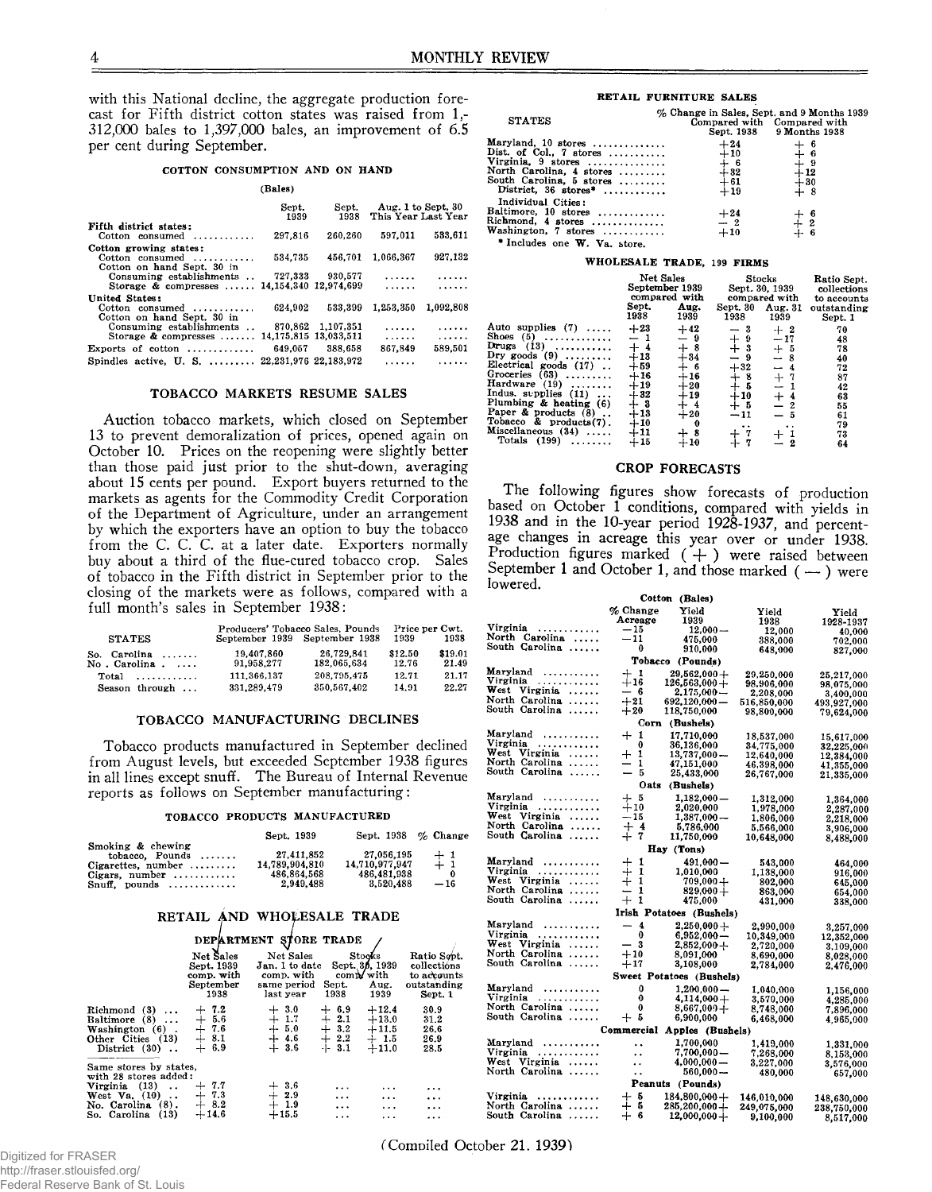with this National decline, the aggregate production forecast for Fifth district cotton states was raised from 1,312,000 bales to 1,397,000 bales, an improvement of 6.5 per cent during September.

#### COTTON CONSUMPTION AND ON HAND

(Bales)

| | Sept. 1939 | Sept. 1938 | Aug. 1 to Sept. 30 This Year | Last Year |
|---|---|---|---|---|
| **Fifth district states:** | | | | |
| Cotton consumed | 297,816 | 260,260 | 597,011 | 533,611 |
| **Cotton growing states:** | | | | |
| Cotton consumed | 534,735 | 456,701 | 1,066,367 | 927,132 |
| Cotton on hand Sept. 30 in | | | | |
| Consuming establishments | 727,333 | 930,577 | ...... | ...... |
| Storage & compresses | 14,154,340 | 12,974,699 | ...... | ...... |
| **United States:** | | | | |
| Cotton consumed | 624,902 | 533,399 | 1,253,350 | 1,092,808 |
| Cotton on hand Sept. 30 in | | | | |
| Consuming establishments | 870,862 | 1,107,351 | ...... | ...... |
| Storage & compresses | 14,175,815 | 13,033,511 | ...... | ...... |
| Exports of cotton | 649,057 | 388,658 | 867,849 | 589,501 |
| Spindles active, U. S. | 22,231,976 | 22,183,972 | ...... | ...... |

### TOBACCO MARKETS RESUME SALES

Auction tobacco markets, which closed on September 13 to prevent demoralization of prices, opened again on October 10. Prices on the reopening were slightly better than those paid just prior to the shut-down, averaging about 15 cents per pound. Export buyers returned to the markets as agents for the Commodity Credit Corporation of the Department of Agriculture, under an arrangement by which the exporters have an option to buy the tobacco from the C. C. C. at a later date. Exporters normally buy about a third of the flue-cured tobacco crop. Sales of tobacco in the Fifth district in September prior to the closing of the markets were as follows, compared with a full month's sales in September 1938:

| STATES | Producers' Tobacco Sales, Pounds September 1939 | September 1938 | Price per Cwt. 1939 | 1938 |
|---|---|---|---|---|
| So. Carolina | 19,407,860 | 26,729,841 | $12.50 | $19.01 |
| No. Carolina | 91,958,277 | 182,065,634 | 12.76 | 21.49 |
| Total | 111,366,137 | 208,795,475 | 12.71 | 21.17 |
| Season through | 331,289,479 | 350,567,402 | 14.91 | 22.27 |

### TOBACCO MANUFACTURING DECLINES

Tobacco products manufactured in September declined from August levels, but exceeded September 1938 figures in all lines except snuff. The Bureau of Internal Revenue reports as follows on September manufacturing:

#### TOBACCO PRODUCTS MANUFACTURED

| | Sept. 1939 | Sept. 1938 | % Change |
|---|---|---|---|
| Smoking & chewing tobacco, Pounds | 27,411,852 | 27,056,195 | + 1 |
| Cigarettes, number | 14,789,904,810 | 14,710,977,947 | + 1 |
| Cigars, number | 486,864,568 | 486,481,938 | 0 |
| Snuff, pounds | 2,949,488 | 3,520,488 | −16 |

### RETAIL AND WHOLESALE TRADE

#### DEPARTMENT STORE TRADE

| | Net Sales Sept. 1939 comp. with September 1938 | Net Sales Jan. 1 to date comp. with same period last year | Stocks Sept. 30, 1939 comp. with Sept. 1938 | Aug. 1939 | Ratio Sept. collections to accounts outstanding Sept. 1 |
|---|---|---|---|---|---|
| Richmond (3) | + 7.2 | + 3.0 | + 6.9 | +12.4 | 30.9 |
| Baltimore (8) | + 5.6 | + 1.7 | + 2.1 | +13.0 | 31.2 |
| Washington (6) | + 7.6 | + 5.0 | + 3.2 | +11.5 | 26.6 |
| Other Cities (13) | + 8.1 | + 4.6 | + 2.2 | + 1.5 | 26.9 |
| District (30) | + 6.9 | + 3.6 | + 3.1 | +11.0 | 28.5 |
| Same stores by states, with 28 stores added: | | | | | |
| Virginia (13) | + 7.7 | + 3.6 | ... | ... | ... |
| West Va. (10) | + 7.3 | + 2.9 | ... | ... | ... |
| No. Carolina (8) | + 8.2 | + 1.9 | ... | ... | ... |
| So. Carolina (13) | +14.6 | +15.5 | ... | ... | ... |

#### RETAIL FURNITURE SALES

| STATES | % Change in Sales, Sept. and 9 Months 1939 Compared with Sept. 1938 | Compared with 9 Months 1938 |
|---|---|---|
| Maryland, 10 stores | +24 | + 6 |
| Dist. of Col., 7 stores | +10 | + 6 |
| Virginia, 9 stores | + 6 | + 9 |
| North Carolina, 4 stores | +32 | +12 |
| South Carolina, 5 stores | +61 | +30 |
| District, 36 stores* | +19 | + 8 |
| Individual Cities: | | |
| Baltimore, 10 stores | +24 | + 6 |
| Richmond, 4 stores | − 2 | + 2 |
| Washington, 7 stores | +10 | + 6 |

* Includes one W. Va. store.

#### WHOLESALE TRADE, 199 FIRMS

| | Net Sales September 1939 compared with Sept. 1938 | Aug. 1939 | Stocks Sept. 30, 1939 compared with Sept. 30 1938 | Aug. 31 1939 | Ratio Sept. collections to accounts outstanding Sept. 1 |
|---|---|---|---|---|---|
| Auto supplies (7) | +23 | +42 | − 3 | + 2 | 70 |
| Shoes (5) | − 1 | − 9 | + 9 | −17 | 48 |
| Drugs (13) | + 4 | + 8 | + 3 | + 5 | 78 |
| Dry goods (9) | +13 | +34 | − 9 | − 8 | 40 |
| Electrical goods (17) | +59 | + 6 | +32 | − 4 | 72 |
| Groceries (63) | +16 | +16 | + 8 | + 7 | 87 |
| Hardware (19) | +19 | +20 | + 5 | − 1 | 42 |
| Indus. supplies (11) | +32 | +19 | +10 | + 4 | 63 |
| Plumbing & heating (6) | + 3 | + 4 | + 5 | − 2 | 55 |
| Paper & products (8) | +13 | +20 | −11 | − 5 | 61 |
| Tobacco & products (7) | +10 | 0 | .. | .. | 79 |
| Miscellaneous (34) | +11 | + 8 | + 7 | + 1 | 73 |
| Totals (199) | +15 | +10 | + 7 | − 2 | 64 |

### CROP FORECASTS

The following figures show forecasts of production based on October 1 conditions, compared with yields in 1938 and in the 10-year period 1928-1937, and percentage changes in acreage this year over or under 1938. Production figures marked (+) were raised between September 1 and October 1, and those marked (—) were lowered.

| | % Change Acreage | Yield 1939 | Yield 1938 | Yield 1928-1937 |
|---|---|---|---|---|
| **Cotton (Bales)** | | | | |
| Virginia | −15 | 12,000— | 12,000 | 40,000 |
| North Carolina | −11 | 475,000 | 388,000 | 702,000 |
| South Carolina | 0 | 910,000 | 648,000 | 827,000 |
| **Tobacco (Pounds)** | | | | |
| Maryland | + 1 | 29,562,000+ | 29,250,000 | 25,217,000 |
| Virginia | +16 | 126,563,000+ | 98,906,000 | 98,075,000 |
| West Virginia | − 6 | 2,175,000— | 2,208,000 | 3,400,000 |
| North Carolina | +21 | 692,120,000— | 516,850,000 | 493,927,000 |
| South Carolina | +20 | 118,750,000 | 98,800,000 | 79,624,000 |
| **Corn (Bushels)** | | | | |
| Maryland | + 1 | 17,710,000 | 18,537,000 | 15,617,000 |
| Virginia | 0 | 36,136,000 | 34,775,000 | 32,225,000 |
| West Virginia | + 1 | 13,737,000— | 12,640,000 | 12,384,000 |
| North Carolina | − 1 | 47,151,000 | 46,398,000 | 41,355,000 |
| South Carolina | − 5 | 25,433,000 | 26,767,000 | 21,335,000 |
| **Oats (Bushels)** | | | | |
| Maryland | + 5 | 1,182,000— | 1,312,000 | 1,364,000 |
| Virginia | +10 | 2,020,000 | 1,978,000 | 2,287,000 |
| West Virginia | −15 | 1,387,000— | 1,806,000 | 2,218,000 |
| North Carolina | + 4 | 5,786,000 | 5,566,000 | 3,906,000 |
| South Carolina | + 7 | 11,750,000 | 10,648,000 | 8,488,000 |
| **Hay (Tons)** | | | | |
| Maryland | + 1 | 491,000— | 543,000 | 464,000 |
| Virginia | + 1 | 1,010,000 | 1,138,000 | 916,000 |
| West Virginia | + 1 | 709,000+ | 802,000 | 645,000 |
| North Carolina | − 1 | 829,000+ | 863,000 | 654,000 |
| South Carolina | + 1 | 475,000 | 431,000 | 338,000 |
| **Irish Potatoes (Bushels)** | | | | |
| Maryland | − 4 | 2,250,000+ | 2,990,000 | 3,257,000 |
| Virginia | 0 | 6,952,000— | 10,349,000 | 12,352,000 |
| West Virginia | − 3 | 2,852,000+ | 2,720,000 | 3,109,000 |
| North Carolina | +10 | 8,091,000 | 8,690,000 | 8,028,000 |
| South Carolina | +17 | 3,108,000 | 2,784,000 | 2,476,000 |
| **Sweet Potatoes (Bushels)** | | | | |
| Maryland | 0 | 1,200,000— | 1,040,000 | 1,156,000 |
| Virginia | 0 | 4,114,000+ | 3,570,000 | 4,285,000 |
| North Carolina | 0 | 8,667,000+ | 8,748,000 | 7,896,000 |
| South Carolina | + 5 | 6,900,000 | 6,468,000 | 4,965,000 |
| **Commercial Apples (Bushels)** | | | | |
| Maryland | .. | 1,700,000 | 1,419,000 | 1,331,000 |
| Virginia | .. | 7,700,000— | 7,268,000 | 8,153,000 |
| West Virginia | .. | 4,000,000— | 3,227,000 | 3,576,000 |
| North Carolina | .. | 560,000— | 480,000 | 657,000 |
| **Peanuts (Pounds)** | | | | |
| Virginia | + 5 | 184,800,000+ | 146,010,000 | 148,630,000 |
| North Carolina | + 5 | 285,200,000+ | 249,075,000 | 238,750,000 |
| South Carolina | + 6 | 12,000,000+ | 9,100,000 | 8,517,000 |

(Compiled October 21, 1939)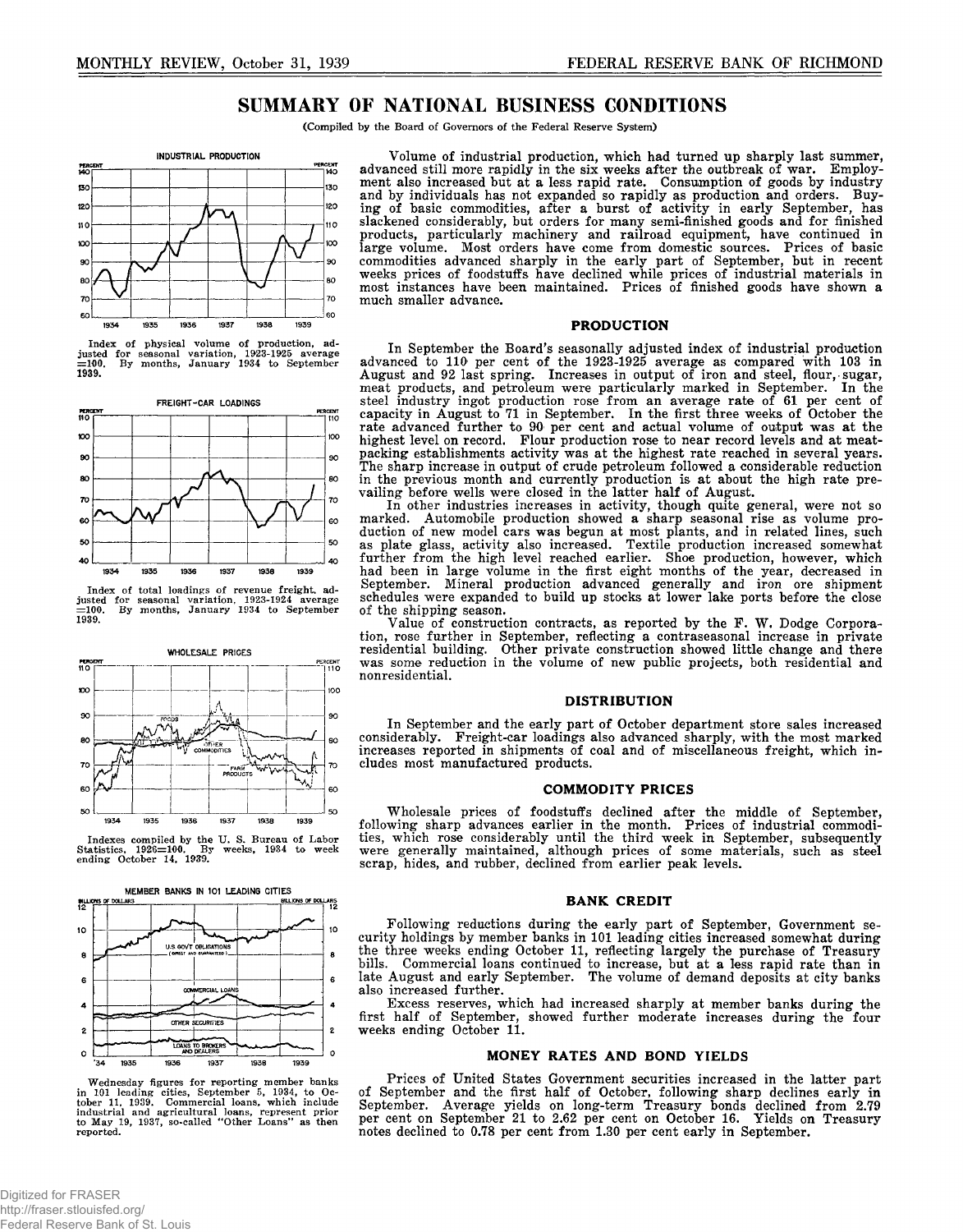# SUMMARY OF NATIONAL BUSINESS CONDITIONS

(Compiled by the Board of Governors of the Federal Reserve System)

INDUSTRIAL PRODUCTION

PERCENT 140 130 120 110 100 90 80 70 60

1934 1935 1936 1937 1938 1939

Index of physical volume of production, adjusted for seasonal variation, 1923-1925 average =100. By months, January 1934 to September 1939.

FREIGHT-CAR LOADINGS

PERCENT 110 100 90 80 70 60 50 40

1934 1935 1936 1937 1938 1939

Index of total loadings of revenue freight, adjusted for seasonal variation, 1923-1924 average =100. By months, January 1934 to September 1939.

WHOLESALE PRICES

PERCENT 110 100 90 80 70 60 50

FOODS

OTHER COMMODITIES

FARM PRODUCTS

1934 1935 1936 1937 1938 1939

Indexes compiled by the U. S. Bureau of Labor Statistics, 1926=100. By weeks, 1934 to week ending October 14, 1939.

MEMBER BANKS IN 101 LEADING CITIES

BILLIONS OF DOLLARS 12 10 8 6 4 2 0

U.S. GOVT OBLIGATIONS (DIRECT AND GUARANTEED)

COMMERCIAL LOANS

OTHER SECURITIES

LOANS TO BROKERS AND DEALERS

'34 1935 1936 1937 1938 1939

Wednesday figures for reporting member banks in 101 leading cities, September 5, 1934, to October 11, 1939. Commercial loans, which include industrial and agricultural loans, represent prior to May 19, 1937, so-called "Other Loans" as then reported.

Volume of industrial production, which had turned up sharply last summer, advanced still more rapidly in the six weeks after the outbreak of war. Employment also increased but at a less rapid rate. Consumption of goods by industry and by individuals has not expanded so rapidly as production and orders. Buying of basic commodities, after a burst of activity in early September, has slackened considerably, but orders for many semi-finished goods and for finished products, particularly machinery and railroad equipment, have continued in large volume. Most orders have come from domestic sources. Prices of basic commodities advanced sharply in the early part of September, but in recent weeks prices of foodstuffs have declined while prices of industrial materials in most instances have been maintained. Prices of finished goods have shown a much smaller advance.

## PRODUCTION

In September the Board's seasonally adjusted index of industrial production advanced to 110 per cent of the 1923-1925 average as compared with 103 in August and 92 last spring. Increases in output of iron and steel, flour, sugar, meat products, and petroleum were particularly marked in September. In the steel industry ingot production rose from an average rate of 61 per cent of capacity in August to 71 in September. In the first three weeks of October the rate advanced further to 90 per cent and actual volume of output was at the highest level on record. Flour production rose to near record levels and at meat-packing establishments activity was at the highest rate reached in several years. The sharp increase in output of crude petroleum followed a considerable reduction in the previous month and currently production is at about the high rate prevailing before wells were closed in the latter half of August.

In other industries increases in activity, though quite general, were not so marked. Automobile production showed a sharp seasonal rise as volume production of new model cars was begun at most plants, and in related lines, such as plate glass, activity also increased. Textile production increased somewhat further from the high level reached earlier. Shoe production, however, which had been in large volume in the first eight months of the year, decreased in September. Mineral production advanced generally and iron ore shipment schedules were expanded to build up stocks at lower lake ports before the close of the shipping season.

Value of construction contracts, as reported by the F. W. Dodge Corporation, rose further in September, reflecting a contraseasonal increase in private residential building. Other private construction showed little change and there was some reduction in the volume of new public projects, both residential and nonresidential.

## DISTRIBUTION

In September and the early part of October department store sales increased considerably. Freight-car loadings also advanced sharply, with the most marked increases reported in shipments of coal and of miscellaneous freight, which includes most manufactured products.

## COMMODITY PRICES

Wholesale prices of foodstuffs declined after the middle of September, following sharp advances earlier in the month. Prices of industrial commodities, which rose considerably until the third week in September, subsequently were generally maintained, although prices of some materials, such as steel scrap, hides, and rubber, declined from earlier peak levels.

## BANK CREDIT

Following reductions during the early part of September, Government security holdings by member banks in 101 leading cities increased somewhat during the three weeks ending October 11, reflecting largely the purchase of Treasury bills. Commercial loans continued to increase, but at a less rapid rate than in late August and early September. The volume of demand deposits at city banks also increased further.

Excess reserves, which had increased sharply at member banks during the first half of September, showed further moderate increases during the four weeks ending October 11.

## MONEY RATES AND BOND YIELDS

Prices of United States Government securities increased in the latter part of September and the first half of October, following sharp declines early in September. Average yields on long-term Treasury bonds declined from 2.79 per cent on September 21 to 2.62 per cent on October 16. Yields on Treasury notes declined to 0.78 per cent from 1.30 per cent early in September.